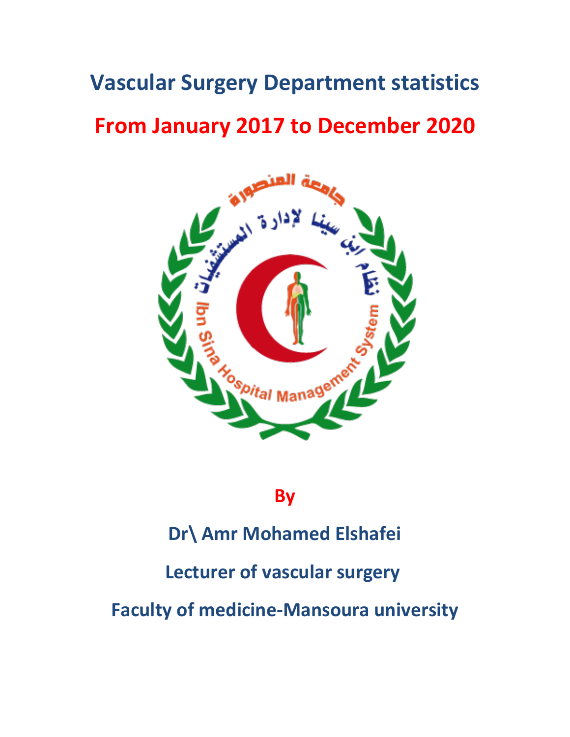# Vascular Surgery Department statistics

## From January 2017 to December 2020

**By**

**Dr\ Amr Mohamed Elshafei**

**Lecturer of vascular surgery**

**Faculty of medicine-Mansoura university**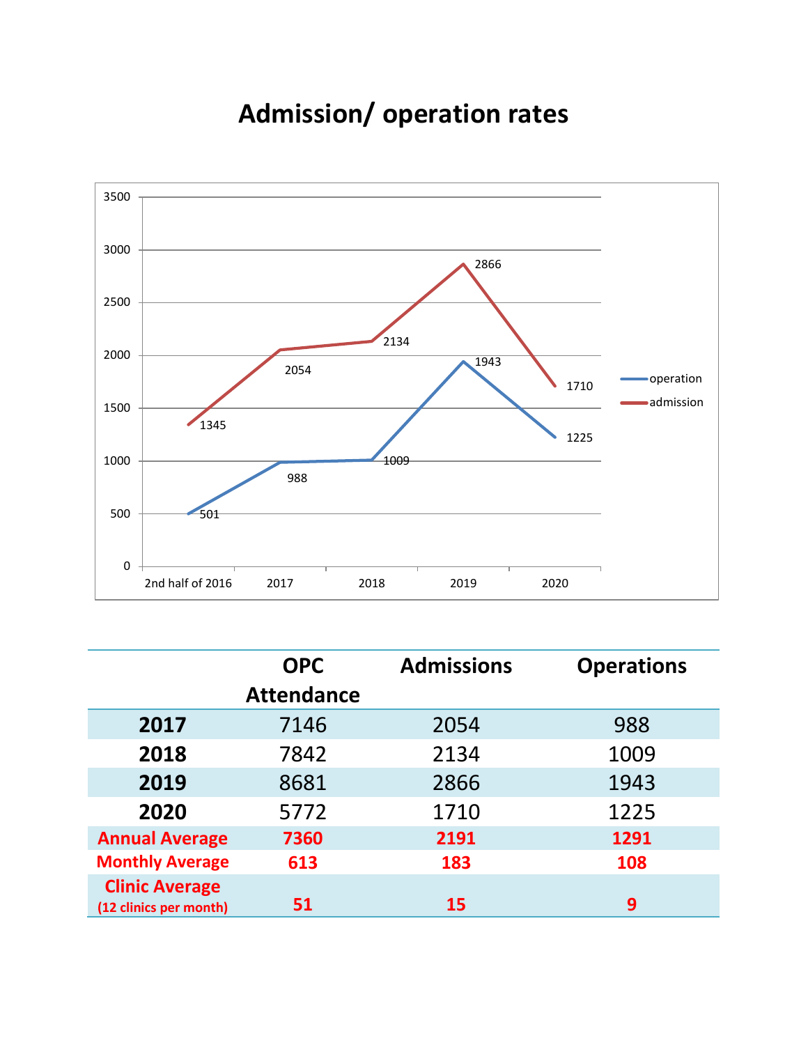# Admission/ operation rates

3500
3000
2500
2000
1500
1000
500
0

2nd half of 2016
2017
2018
2019
2020

operation
admission

1345
2054
2134
2866
1710

501
988
1009
1943
1225

| | OPC Attendance | Admissions | Operations |
|---|---|---|---|
| **2017** | 7146 | 2054 | 988 |
| **2018** | 7842 | 2134 | 1009 |
| **2019** | 8681 | 2866 | 1943 |
| **2020** | 5772 | 1710 | 1225 |
| **Annual Average** | **7360** | **2191** | **1291** |
| **Monthly Average** | **613** | **183** | **108** |
| **Clinic Average** (12 clinics per month) | **51** | **15** | **9** |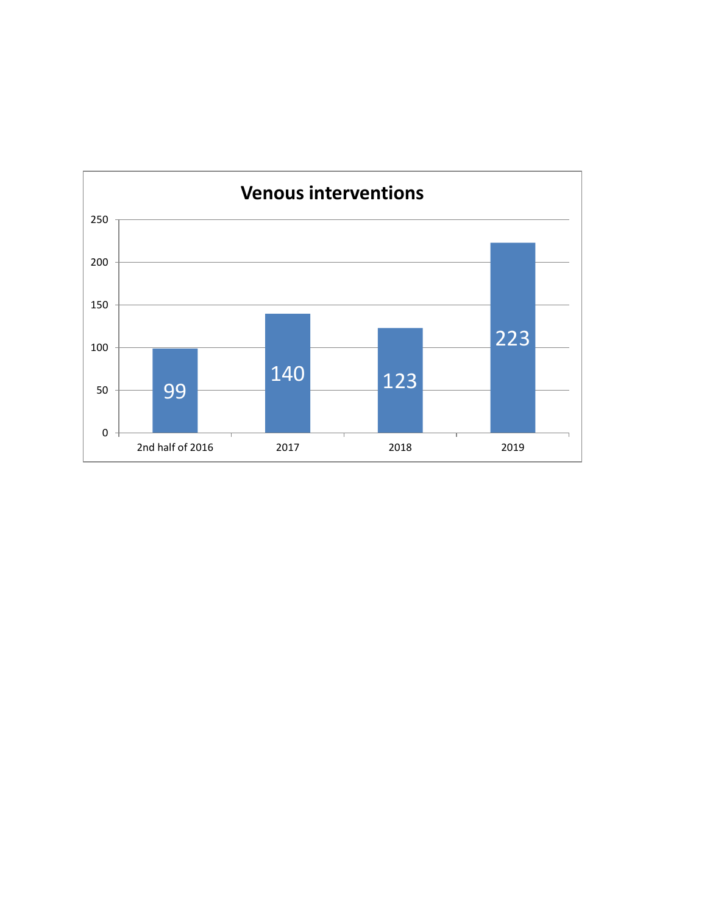Venous interventions

250
200
150
100
50
0

99
140
123
223

2nd half of 2016
2017
2018
2019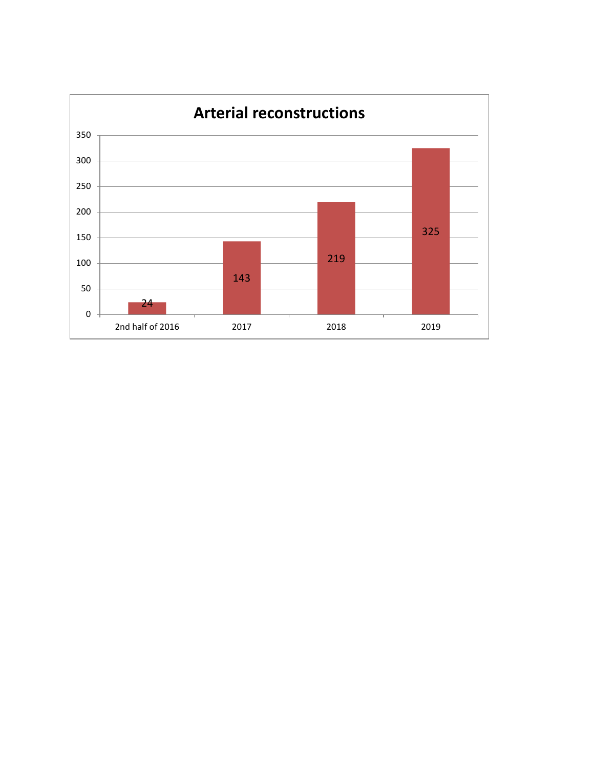Arterial reconstructions

350
300
250
200
150
100
50
0

24
143
219
325

2nd half of 2016
2017
2018
2019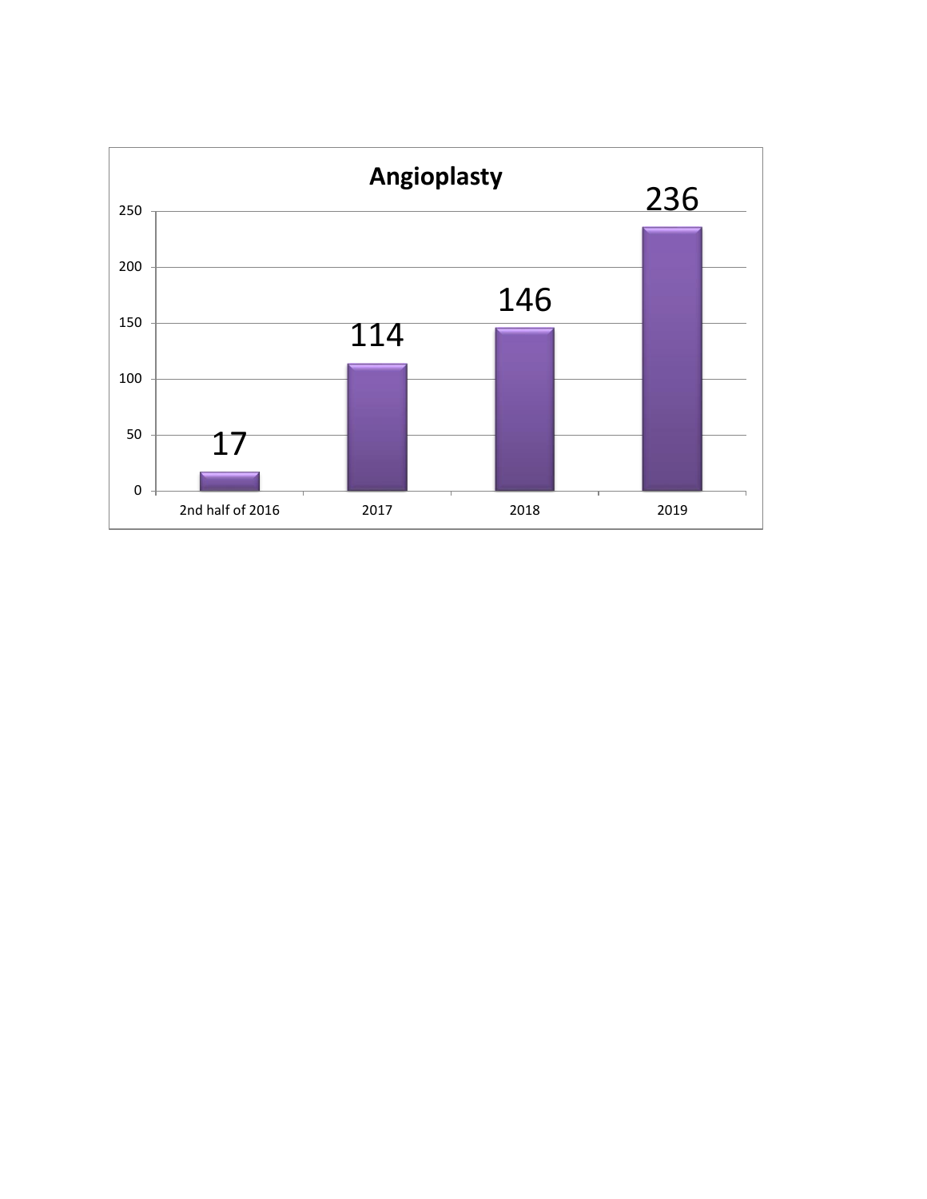Angioplasty

250
200
150
100
50
0

17
114
146
236

2nd half of 2016
2017
2018
2019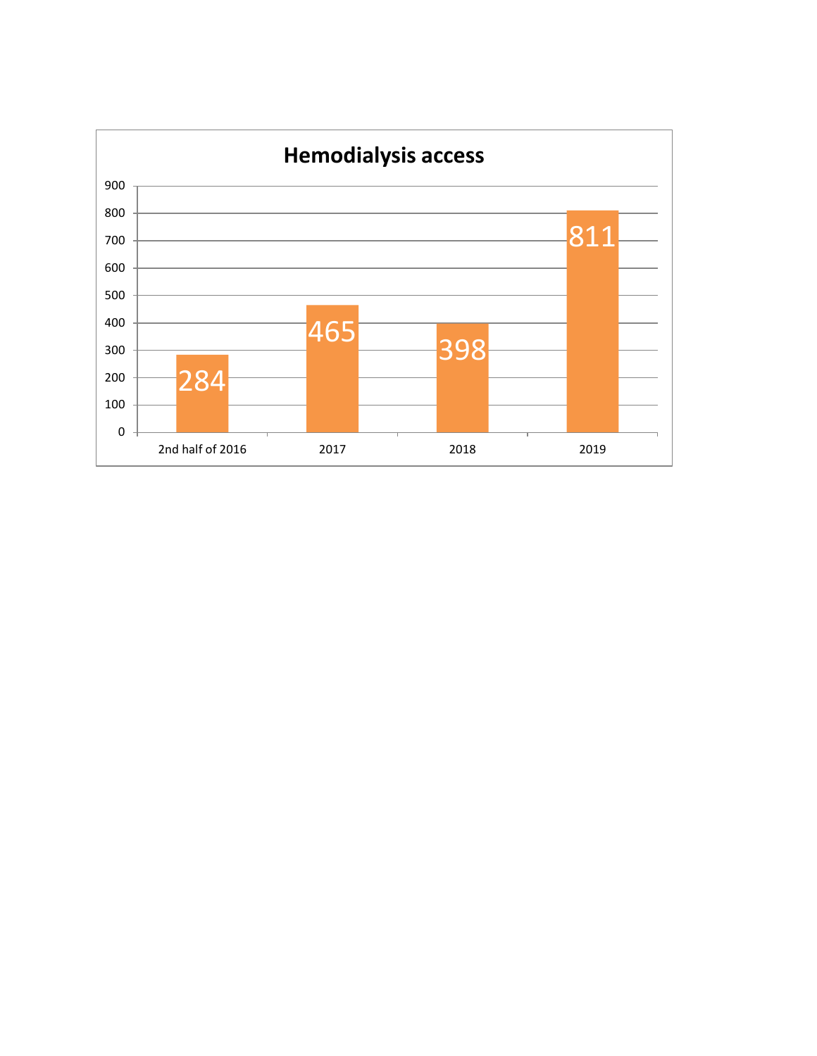Hemodialysis access

900
800
700
600
500
400
300
200
100
0

284
465
398
811

2nd half of 2016
2017
2018
2019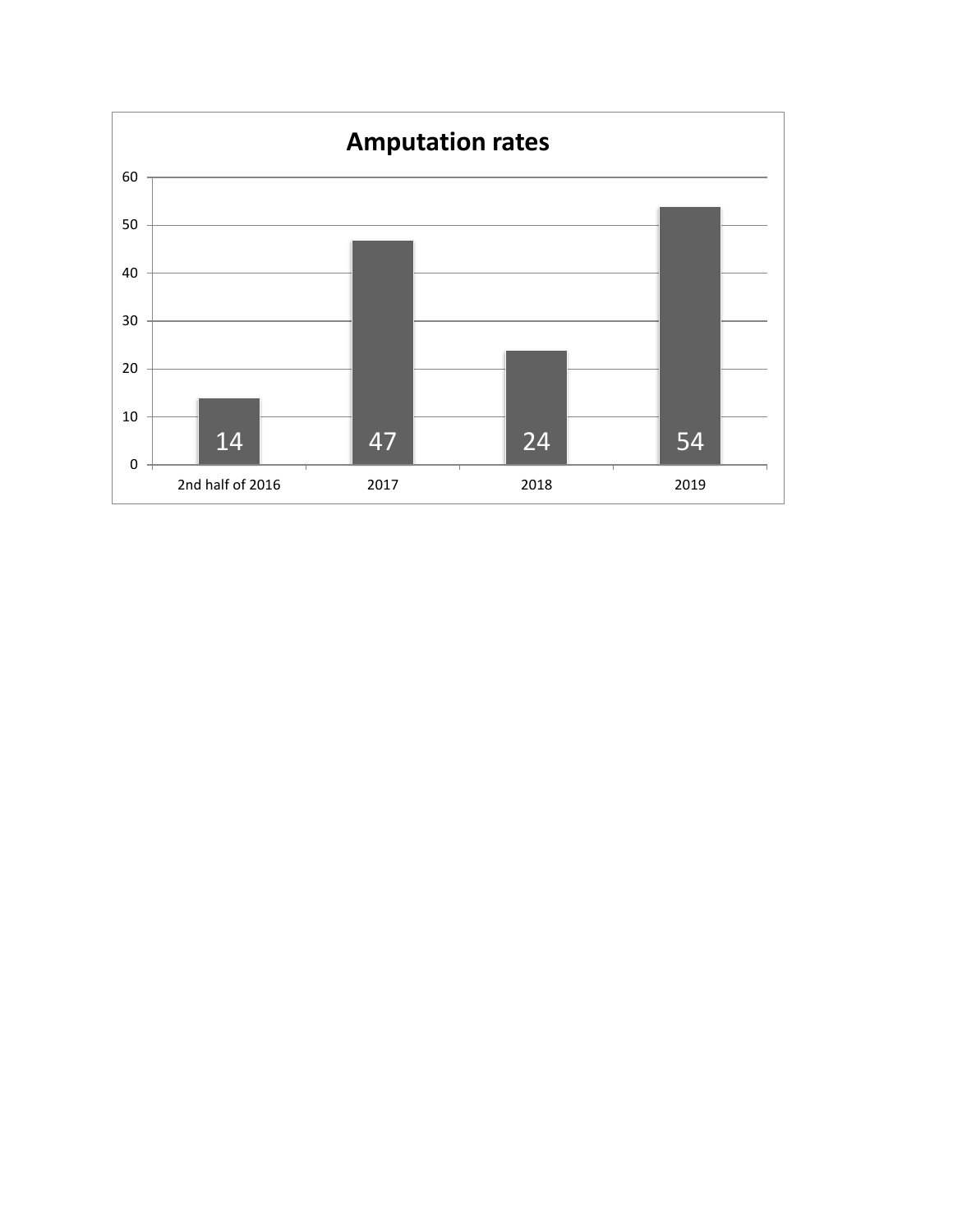**Amputation rates**

60
50
40
30
20
10
0

14
47
24
54

2nd half of 2016
2017
2018
2019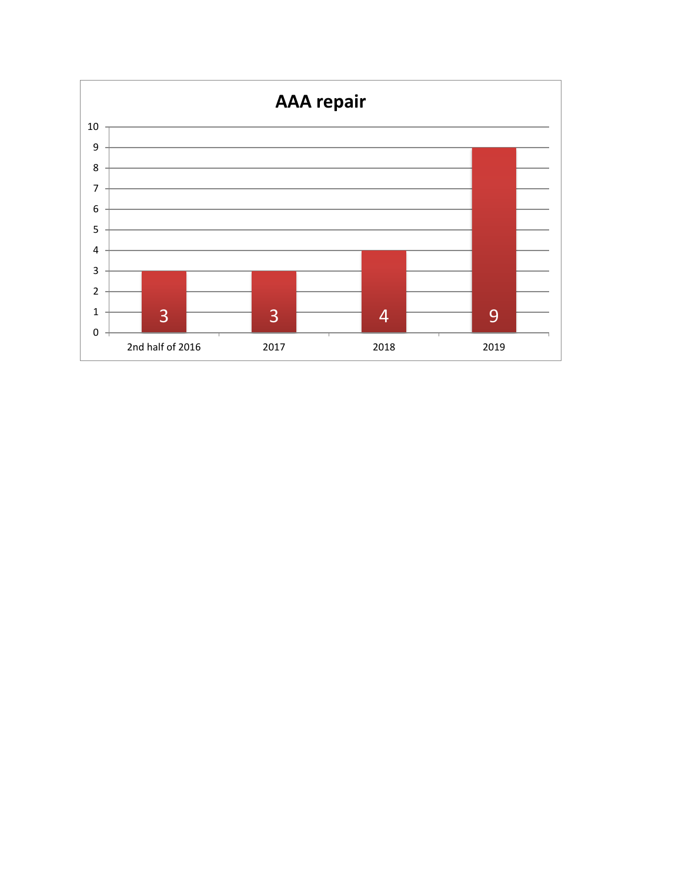AAA repair

10
9
8
7
6
5
4
3
2
1
0

3
3
4
9

2nd half of 2016
2017
2018
2019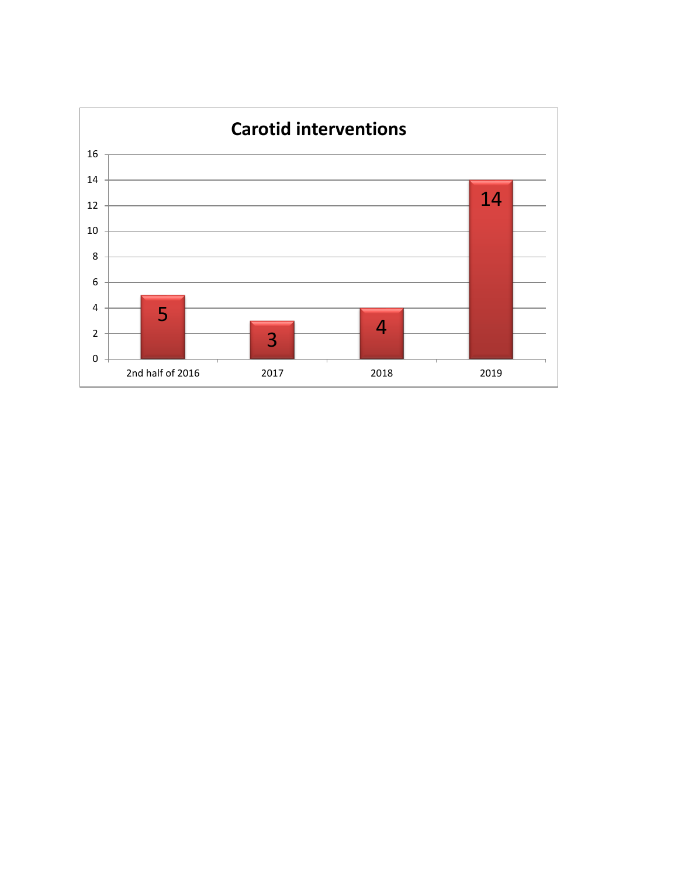Carotid interventions

16
14
12
10
8
6
4
2
0

5
3
4
14

2nd half of 2016
2017
2018
2019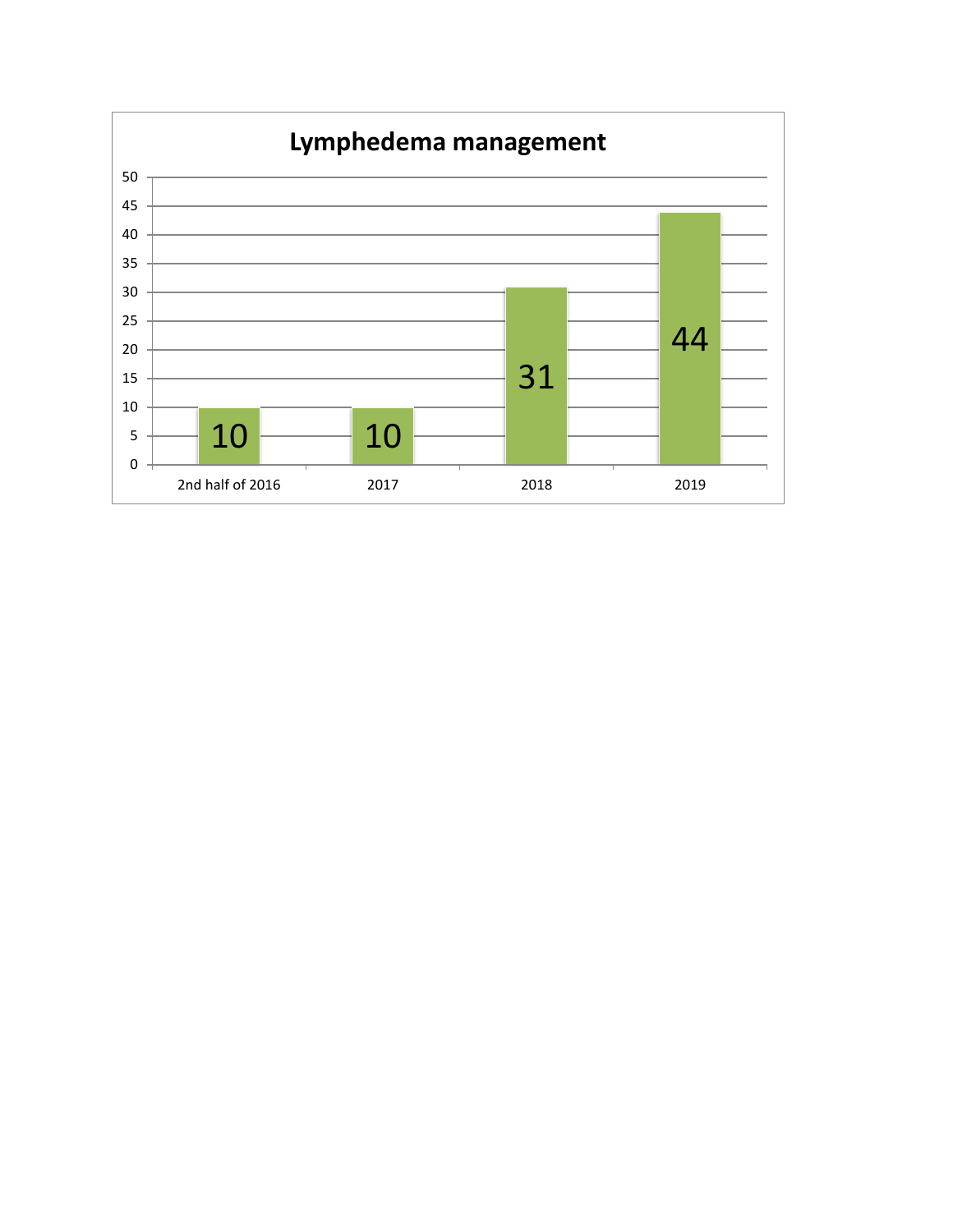Lymphedema management

50
45
40
35
30
25
20
15
10
5
0

10
10
31
44

2nd half of 2016
2017
2018
2019